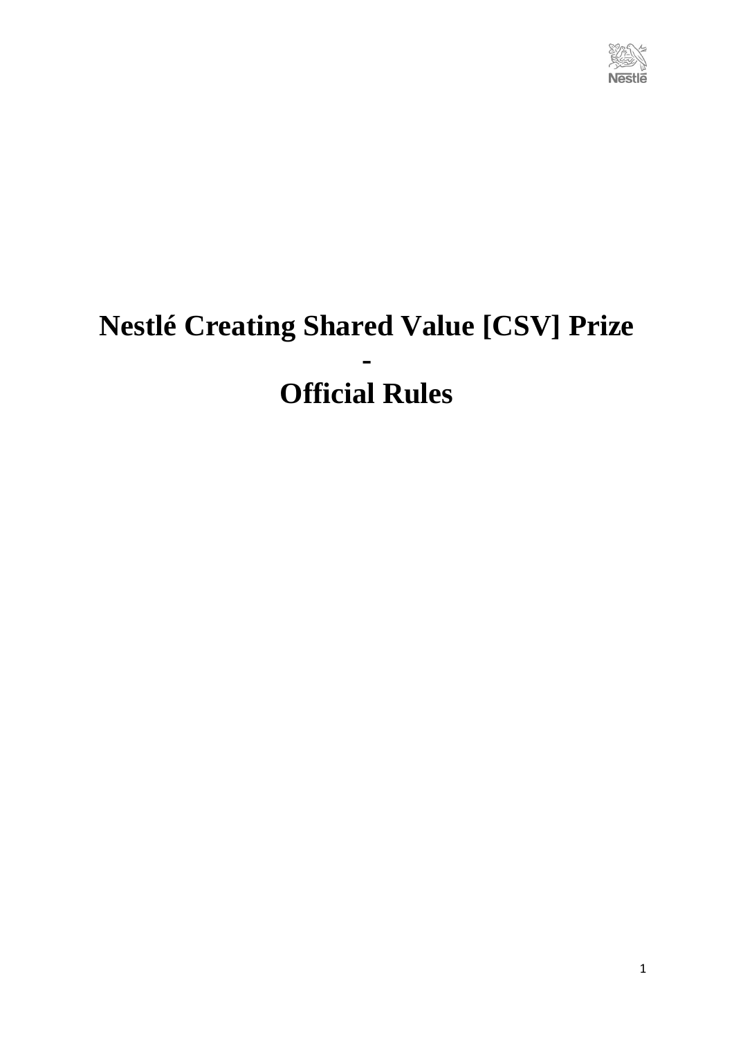# Nestlé Creating Shared Value [CSV] Prize
# -
# Official Rules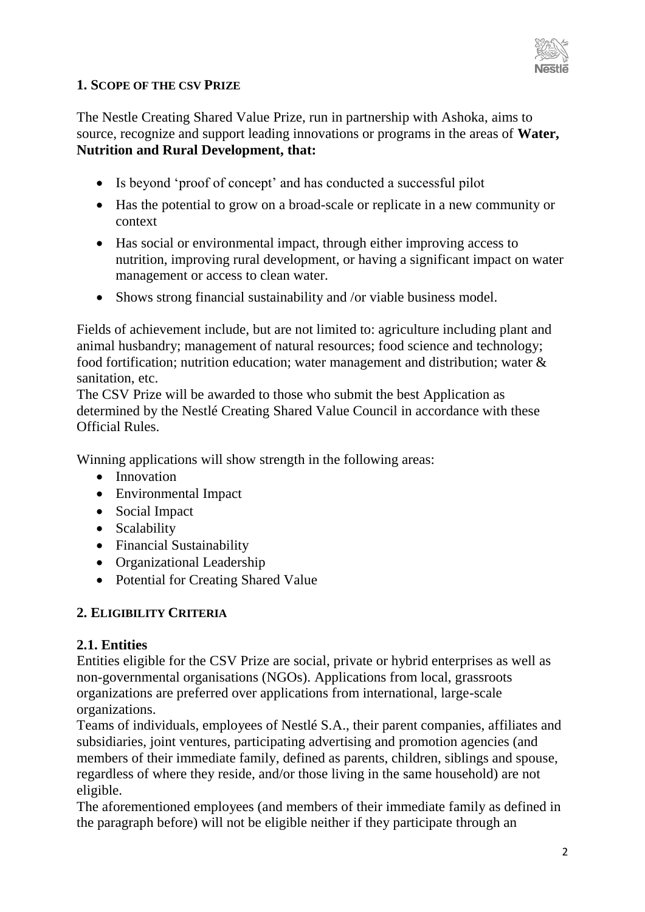## 1. Scope of the CSV Prize

The Nestle Creating Shared Value Prize, run in partnership with Ashoka, aims to source, recognize and support leading innovations or programs in the areas of **Water, Nutrition and Rural Development, that:**

- Is beyond 'proof of concept' and has conducted a successful pilot
- Has the potential to grow on a broad-scale or replicate in a new community or context
- Has social or environmental impact, through either improving access to nutrition, improving rural development, or having a significant impact on water management or access to clean water.
- Shows strong financial sustainability and /or viable business model.

Fields of achievement include, but are not limited to: agriculture including plant and animal husbandry; management of natural resources; food science and technology; food fortification; nutrition education; water management and distribution; water & sanitation, etc.

The CSV Prize will be awarded to those who submit the best Application as determined by the Nestlé Creating Shared Value Council in accordance with these Official Rules.

Winning applications will show strength in the following areas:

- Innovation
- Environmental Impact
- Social Impact
- Scalability
- Financial Sustainability
- Organizational Leadership
- Potential for Creating Shared Value

## 2. Eligibility Criteria

### 2.1. Entities

Entities eligible for the CSV Prize are social, private or hybrid enterprises as well as non-governmental organisations (NGOs). Applications from local, grassroots organizations are preferred over applications from international, large-scale organizations.

Teams of individuals, employees of Nestlé S.A., their parent companies, affiliates and subsidiaries, joint ventures, participating advertising and promotion agencies (and members of their immediate family, defined as parents, children, siblings and spouse, regardless of where they reside, and/or those living in the same household) are not eligible.

The aforementioned employees (and members of their immediate family as defined in the paragraph before) will not be eligible neither if they participate through an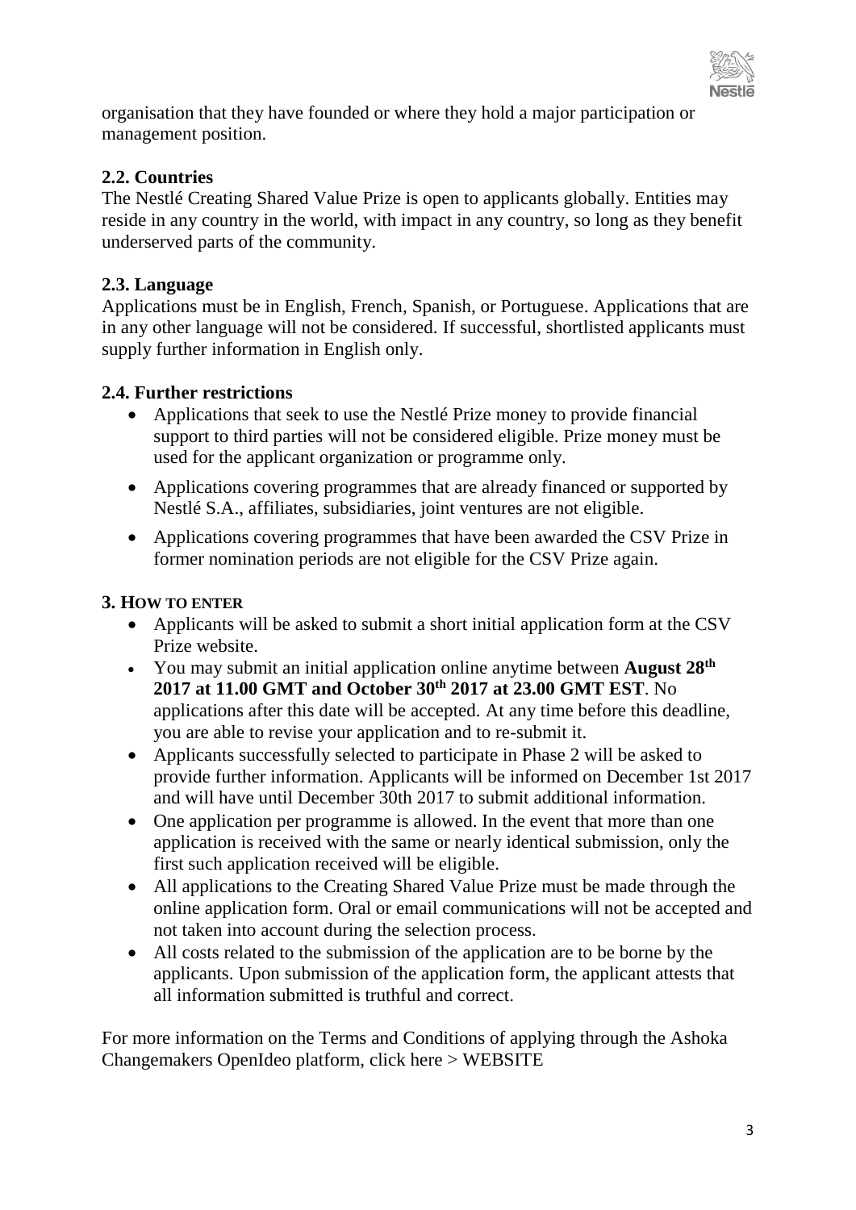organisation that they have founded or where they hold a major participation or management position.

### 2.2. Countries

The Nestlé Creating Shared Value Prize is open to applicants globally. Entities may reside in any country in the world, with impact in any country, so long as they benefit underserved parts of the community.

### 2.3. Language

Applications must be in English, French, Spanish, or Portuguese. Applications that are in any other language will not be considered. If successful, shortlisted applicants must supply further information in English only.

### 2.4. Further restrictions

- Applications that seek to use the Nestlé Prize money to provide financial support to third parties will not be considered eligible. Prize money must be used for the applicant organization or programme only.
- Applications covering programmes that are already financed or supported by Nestlé S.A., affiliates, subsidiaries, joint ventures are not eligible.
- Applications covering programmes that have been awarded the CSV Prize in former nomination periods are not eligible for the CSV Prize again.

## 3. HOW TO ENTER

- Applicants will be asked to submit a short initial application form at the CSV Prize website.
- You may submit an initial application online anytime between **August 28th 2017 at 11.00 GMT and October 30th 2017 at 23.00 GMT EST**. No applications after this date will be accepted. At any time before this deadline, you are able to revise your application and to re-submit it.
- Applicants successfully selected to participate in Phase 2 will be asked to provide further information. Applicants will be informed on December 1st 2017 and will have until December 30th 2017 to submit additional information.
- One application per programme is allowed. In the event that more than one application is received with the same or nearly identical submission, only the first such application received will be eligible.
- All applications to the Creating Shared Value Prize must be made through the online application form. Oral or email communications will not be accepted and not taken into account during the selection process.
- All costs related to the submission of the application are to be borne by the applicants. Upon submission of the application form, the applicant attests that all information submitted is truthful and correct.

For more information on the Terms and Conditions of applying through the Ashoka Changemakers OpenIdeo platform, click here > WEBSITE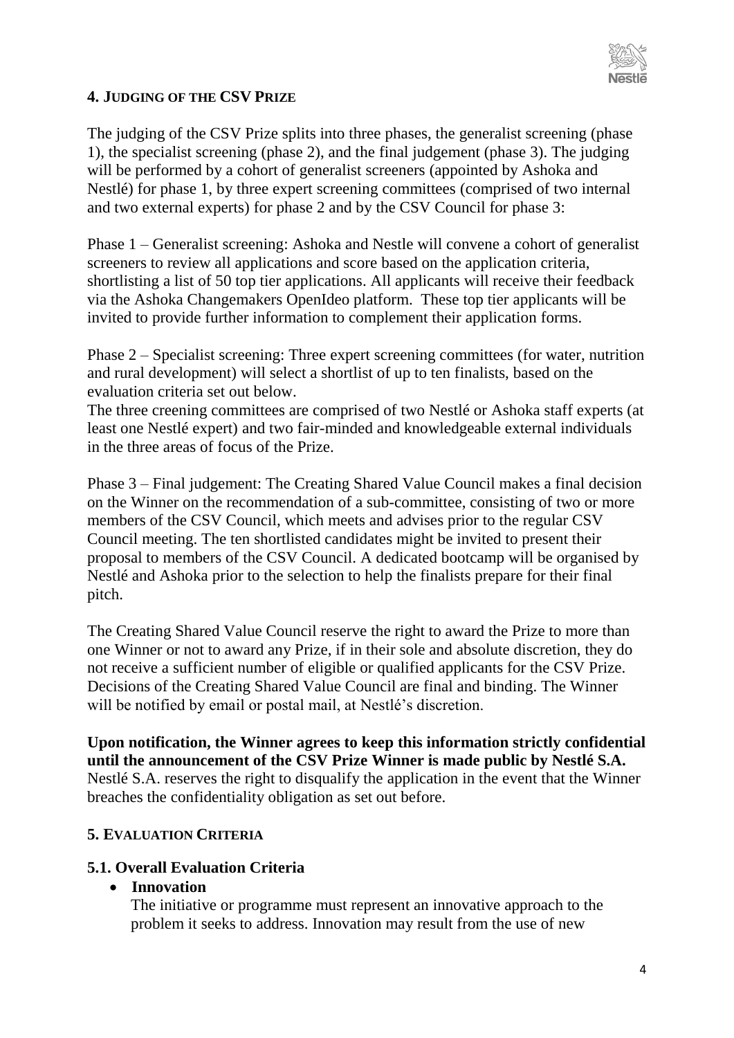## 4. JUDGING OF THE CSV PRIZE

The judging of the CSV Prize splits into three phases, the generalist screening (phase 1), the specialist screening (phase 2), and the final judgement (phase 3). The judging will be performed by a cohort of generalist screeners (appointed by Ashoka and Nestlé) for phase 1, by three expert screening committees (comprised of two internal and two external experts) for phase 2 and by the CSV Council for phase 3:

Phase 1 – Generalist screening: Ashoka and Nestle will convene a cohort of generalist screeners to review all applications and score based on the application criteria, shortlisting a list of 50 top tier applications. All applicants will receive their feedback via the Ashoka Changemakers OpenIdeo platform. These top tier applicants will be invited to provide further information to complement their application forms.

Phase 2 – Specialist screening: Three expert screening committees (for water, nutrition and rural development) will select a shortlist of up to ten finalists, based on the evaluation criteria set out below.
The three creening committees are comprised of two Nestlé or Ashoka staff experts (at least one Nestlé expert) and two fair-minded and knowledgeable external individuals in the three areas of focus of the Prize.

Phase 3 – Final judgement: The Creating Shared Value Council makes a final decision on the Winner on the recommendation of a sub-committee, consisting of two or more members of the CSV Council, which meets and advises prior to the regular CSV Council meeting. The ten shortlisted candidates might be invited to present their proposal to members of the CSV Council. A dedicated bootcamp will be organised by Nestlé and Ashoka prior to the selection to help the finalists prepare for their final pitch.

The Creating Shared Value Council reserve the right to award the Prize to more than one Winner or not to award any Prize, if in their sole and absolute discretion, they do not receive a sufficient number of eligible or qualified applicants for the CSV Prize. Decisions of the Creating Shared Value Council are final and binding. The Winner will be notified by email or postal mail, at Nestlé's discretion.

**Upon notification, the Winner agrees to keep this information strictly confidential until the announcement of the CSV Prize Winner is made public by Nestlé S.A.** Nestlé S.A. reserves the right to disqualify the application in the event that the Winner breaches the confidentiality obligation as set out before.

## 5. EVALUATION CRITERIA

### 5.1. Overall Evaluation Criteria

- **Innovation**
  The initiative or programme must represent an innovative approach to the problem it seeks to address. Innovation may result from the use of new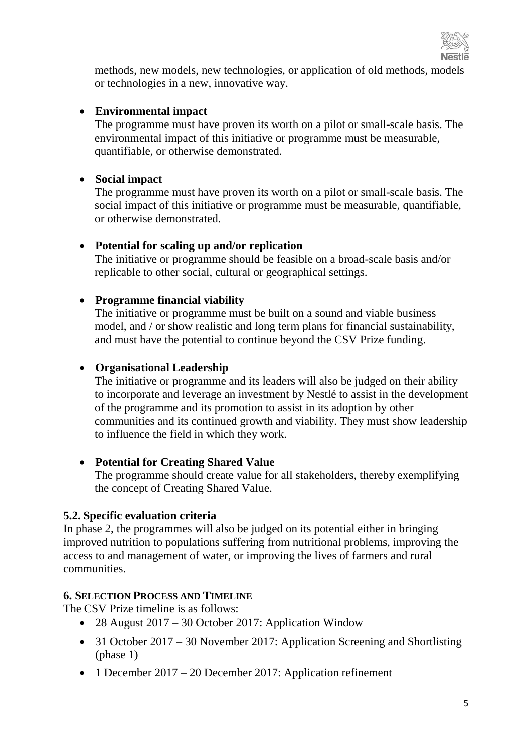methods, new models, new technologies, or application of old methods, models or technologies in a new, innovative way.

- **Environmental impact**
  The programme must have proven its worth on a pilot or small-scale basis. The environmental impact of this initiative or programme must be measurable, quantifiable, or otherwise demonstrated.

- **Social impact**
  The programme must have proven its worth on a pilot or small-scale basis. The social impact of this initiative or programme must be measurable, quantifiable, or otherwise demonstrated.

- **Potential for scaling up and/or replication**
  The initiative or programme should be feasible on a broad-scale basis and/or replicable to other social, cultural or geographical settings.

- **Programme financial viability**
  The initiative or programme must be built on a sound and viable business model, and / or show realistic and long term plans for financial sustainability, and must have the potential to continue beyond the CSV Prize funding.

- **Organisational Leadership**
  The initiative or programme and its leaders will also be judged on their ability to incorporate and leverage an investment by Nestlé to assist in the development of the programme and its promotion to assist in its adoption by other communities and its continued growth and viability. They must show leadership to influence the field in which they work.

- **Potential for Creating Shared Value**
  The programme should create value for all stakeholders, thereby exemplifying the concept of Creating Shared Value.

### 5.2. Specific evaluation criteria

In phase 2, the programmes will also be judged on its potential either in bringing improved nutrition to populations suffering from nutritional problems, improving the access to and management of water, or improving the lives of farmers and rural communities.

## 6. Selection Process and Timeline

The CSV Prize timeline is as follows:

- 28 August 2017 – 30 October 2017: Application Window
- 31 October 2017 – 30 November 2017: Application Screening and Shortlisting (phase 1)
- 1 December 2017 – 20 December 2017: Application refinement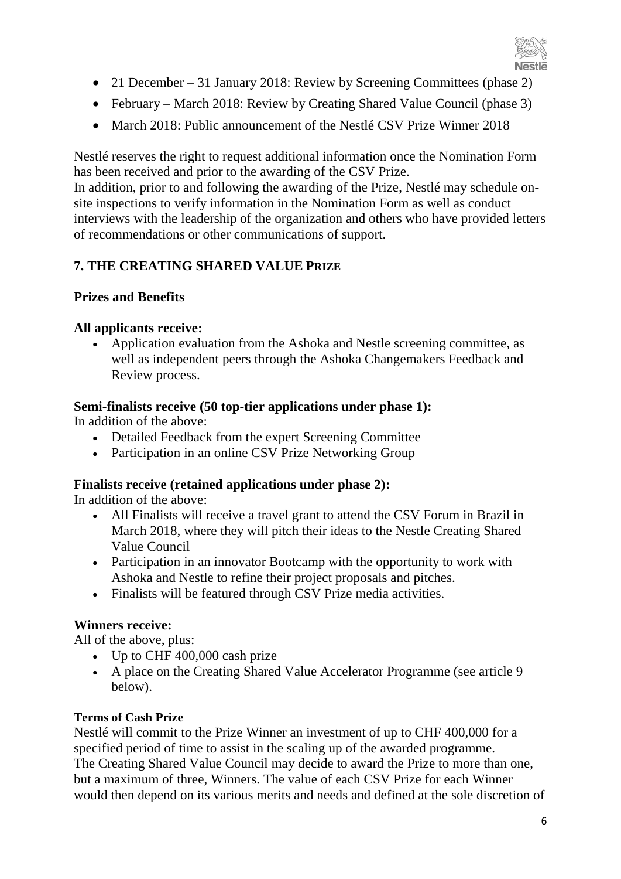- 21 December – 31 January 2018: Review by Screening Committees (phase 2)
- February – March 2018: Review by Creating Shared Value Council (phase 3)
- March 2018: Public announcement of the Nestlé CSV Prize Winner 2018

Nestlé reserves the right to request additional information once the Nomination Form has been received and prior to the awarding of the CSV Prize.
In addition, prior to and following the awarding of the Prize, Nestlé may schedule on-site inspections to verify information in the Nomination Form as well as conduct interviews with the leadership of the organization and others who have provided letters of recommendations or other communications of support.

## 7. THE CREATING SHARED VALUE PRIZE

### Prizes and Benefits

**All applicants receive:**

- Application evaluation from the Ashoka and Nestle screening committee, as well as independent peers through the Ashoka Changemakers Feedback and Review process.

**Semi-finalists receive (50 top-tier applications under phase 1):**

In addition of the above:

- Detailed Feedback from the expert Screening Committee
- Participation in an online CSV Prize Networking Group

**Finalists receive (retained applications under phase 2):**

In addition of the above:

- All Finalists will receive a travel grant to attend the CSV Forum in Brazil in March 2018, where they will pitch their ideas to the Nestle Creating Shared Value Council
- Participation in an innovator Bootcamp with the opportunity to work with Ashoka and Nestle to refine their project proposals and pitches.
- Finalists will be featured through CSV Prize media activities.

**Winners receive:**

All of the above, plus:

- Up to CHF 400,000 cash prize
- A place on the Creating Shared Value Accelerator Programme (see article 9 below).

**Terms of Cash Prize**

Nestlé will commit to the Prize Winner an investment of up to CHF 400,000 for a specified period of time to assist in the scaling up of the awarded programme.
The Creating Shared Value Council may decide to award the Prize to more than one, but a maximum of three, Winners. The value of each CSV Prize for each Winner would then depend on its various merits and needs and defined at the sole discretion of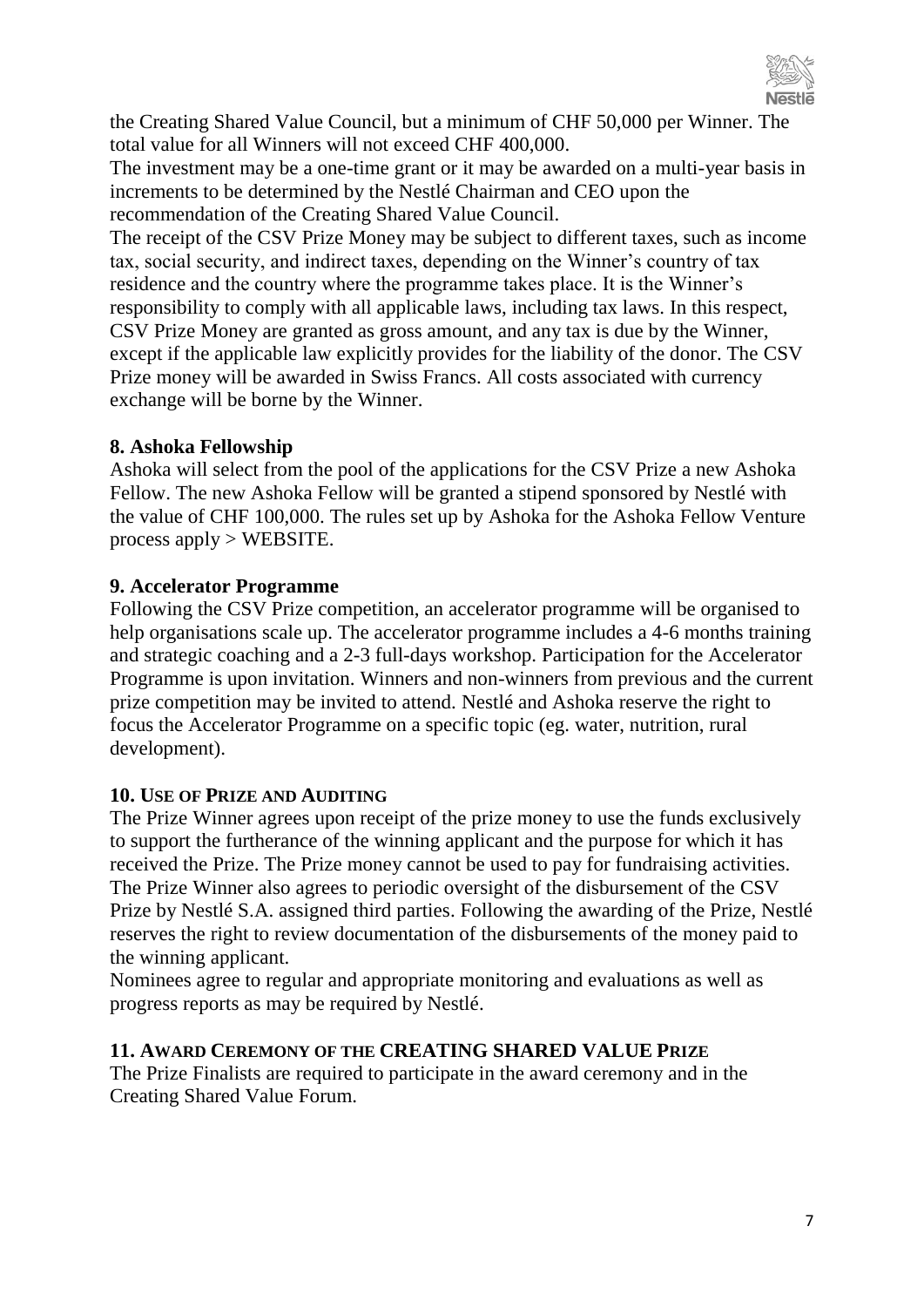the Creating Shared Value Council, but a minimum of CHF 50,000 per Winner. The total value for all Winners will not exceed CHF 400,000.

The investment may be a one-time grant or it may be awarded on a multi-year basis in increments to be determined by the Nestlé Chairman and CEO upon the recommendation of the Creating Shared Value Council.

The receipt of the CSV Prize Money may be subject to different taxes, such as income tax, social security, and indirect taxes, depending on the Winner's country of tax residence and the country where the programme takes place. It is the Winner's responsibility to comply with all applicable laws, including tax laws. In this respect, CSV Prize Money are granted as gross amount, and any tax is due by the Winner, except if the applicable law explicitly provides for the liability of the donor. The CSV Prize money will be awarded in Swiss Francs. All costs associated with currency exchange will be borne by the Winner.

### 8. Ashoka Fellowship

Ashoka will select from the pool of the applications for the CSV Prize a new Ashoka Fellow. The new Ashoka Fellow will be granted a stipend sponsored by Nestlé with the value of CHF 100,000. The rules set up by Ashoka for the Ashoka Fellow Venture process apply > WEBSITE.

### 9. Accelerator Programme

Following the CSV Prize competition, an accelerator programme will be organised to help organisations scale up. The accelerator programme includes a 4-6 months training and strategic coaching and a 2-3 full-days workshop. Participation for the Accelerator Programme is upon invitation. Winners and non-winners from previous and the current prize competition may be invited to attend. Nestlé and Ashoka reserve the right to focus the Accelerator Programme on a specific topic (eg. water, nutrition, rural development).

### 10. Use of Prize and Auditing

The Prize Winner agrees upon receipt of the prize money to use the funds exclusively to support the furtherance of the winning applicant and the purpose for which it has received the Prize. The Prize money cannot be used to pay for fundraising activities. The Prize Winner also agrees to periodic oversight of the disbursement of the CSV Prize by Nestlé S.A. assigned third parties. Following the awarding of the Prize, Nestlé reserves the right to review documentation of the disbursements of the money paid to the winning applicant.

Nominees agree to regular and appropriate monitoring and evaluations as well as progress reports as may be required by Nestlé.

### 11. Award Ceremony of the CREATING SHARED VALUE Prize

The Prize Finalists are required to participate in the award ceremony and in the Creating Shared Value Forum.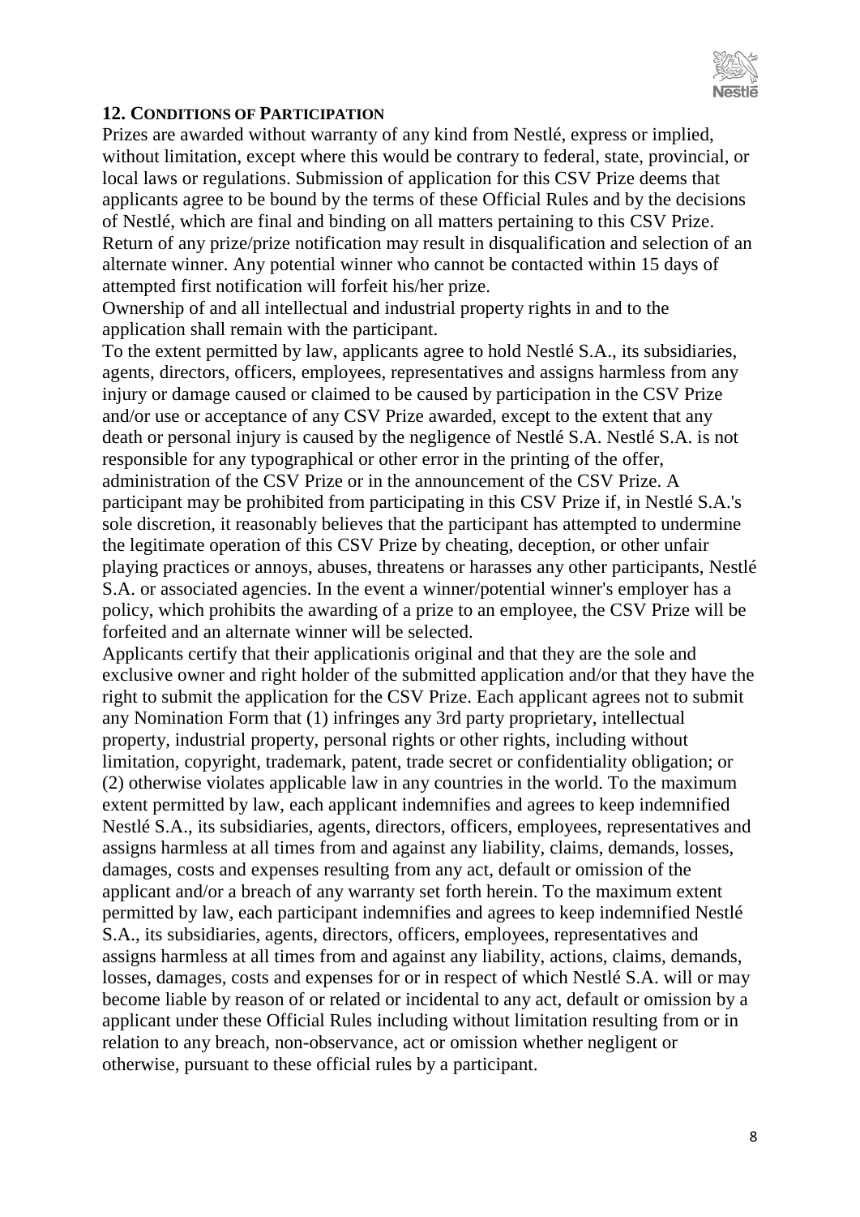## 12. Conditions of Participation

Prizes are awarded without warranty of any kind from Nestlé, express or implied, without limitation, except where this would be contrary to federal, state, provincial, or local laws or regulations. Submission of application for this CSV Prize deems that applicants agree to be bound by the terms of these Official Rules and by the decisions of Nestlé, which are final and binding on all matters pertaining to this CSV Prize. Return of any prize/prize notification may result in disqualification and selection of an alternate winner. Any potential winner who cannot be contacted within 15 days of attempted first notification will forfeit his/her prize.

Ownership of and all intellectual and industrial property rights in and to the application shall remain with the participant.

To the extent permitted by law, applicants agree to hold Nestlé S.A., its subsidiaries, agents, directors, officers, employees, representatives and assigns harmless from any injury or damage caused or claimed to be caused by participation in the CSV Prize and/or use or acceptance of any CSV Prize awarded, except to the extent that any death or personal injury is caused by the negligence of Nestlé S.A. Nestlé S.A. is not responsible for any typographical or other error in the printing of the offer, administration of the CSV Prize or in the announcement of the CSV Prize. A participant may be prohibited from participating in this CSV Prize if, in Nestlé S.A.'s sole discretion, it reasonably believes that the participant has attempted to undermine the legitimate operation of this CSV Prize by cheating, deception, or other unfair playing practices or annoys, abuses, threatens or harasses any other participants, Nestlé S.A. or associated agencies. In the event a winner/potential winner's employer has a policy, which prohibits the awarding of a prize to an employee, the CSV Prize will be forfeited and an alternate winner will be selected.

Applicants certify that their applicationis original and that they are the sole and exclusive owner and right holder of the submitted application and/or that they have the right to submit the application for the CSV Prize. Each applicant agrees not to submit any Nomination Form that (1) infringes any 3rd party proprietary, intellectual property, industrial property, personal rights or other rights, including without limitation, copyright, trademark, patent, trade secret or confidentiality obligation; or (2) otherwise violates applicable law in any countries in the world. To the maximum extent permitted by law, each applicant indemnifies and agrees to keep indemnified Nestlé S.A., its subsidiaries, agents, directors, officers, employees, representatives and assigns harmless at all times from and against any liability, claims, demands, losses, damages, costs and expenses resulting from any act, default or omission of the applicant and/or a breach of any warranty set forth herein. To the maximum extent permitted by law, each participant indemnifies and agrees to keep indemnified Nestlé S.A., its subsidiaries, agents, directors, officers, employees, representatives and assigns harmless at all times from and against any liability, actions, claims, demands, losses, damages, costs and expenses for or in respect of which Nestlé S.A. will or may become liable by reason of or related or incidental to any act, default or omission by a applicant under these Official Rules including without limitation resulting from or in relation to any breach, non-observance, act or omission whether negligent or otherwise, pursuant to these official rules by a participant.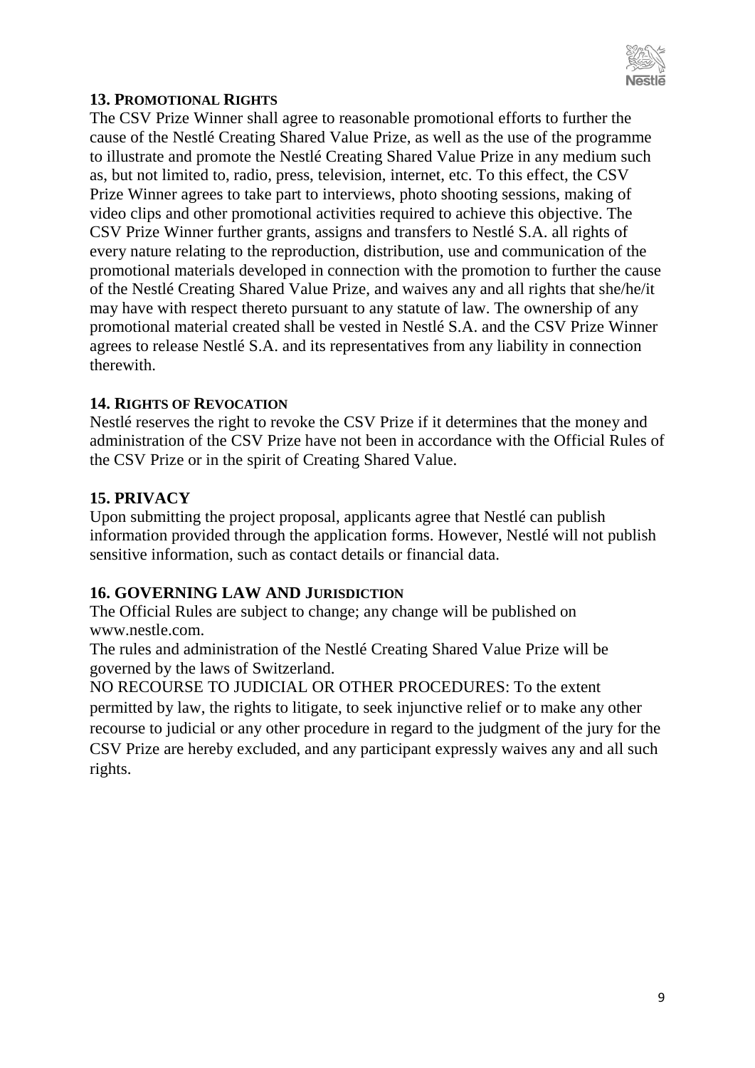## 13. PROMOTIONAL RIGHTS

The CSV Prize Winner shall agree to reasonable promotional efforts to further the cause of the Nestlé Creating Shared Value Prize, as well as the use of the programme to illustrate and promote the Nestlé Creating Shared Value Prize in any medium such as, but not limited to, radio, press, television, internet, etc. To this effect, the CSV Prize Winner agrees to take part to interviews, photo shooting sessions, making of video clips and other promotional activities required to achieve this objective. The CSV Prize Winner further grants, assigns and transfers to Nestlé S.A. all rights of every nature relating to the reproduction, distribution, use and communication of the promotional materials developed in connection with the promotion to further the cause of the Nestlé Creating Shared Value Prize, and waives any and all rights that she/he/it may have with respect thereto pursuant to any statute of law. The ownership of any promotional material created shall be vested in Nestlé S.A. and the CSV Prize Winner agrees to release Nestlé S.A. and its representatives from any liability in connection therewith.

## 14. RIGHTS OF REVOCATION

Nestlé reserves the right to revoke the CSV Prize if it determines that the money and administration of the CSV Prize have not been in accordance with the Official Rules of the CSV Prize or in the spirit of Creating Shared Value.

## 15. PRIVACY

Upon submitting the project proposal, applicants agree that Nestlé can publish information provided through the application forms. However, Nestlé will not publish sensitive information, such as contact details or financial data.

## 16. GOVERNING LAW AND JURISDICTION

The Official Rules are subject to change; any change will be published on www.nestle.com.

The rules and administration of the Nestlé Creating Shared Value Prize will be governed by the laws of Switzerland.

NO RECOURSE TO JUDICIAL OR OTHER PROCEDURES: To the extent permitted by law, the rights to litigate, to seek injunctive relief or to make any other recourse to judicial or any other procedure in regard to the judgment of the jury for the CSV Prize are hereby excluded, and any participant expressly waives any and all such rights.